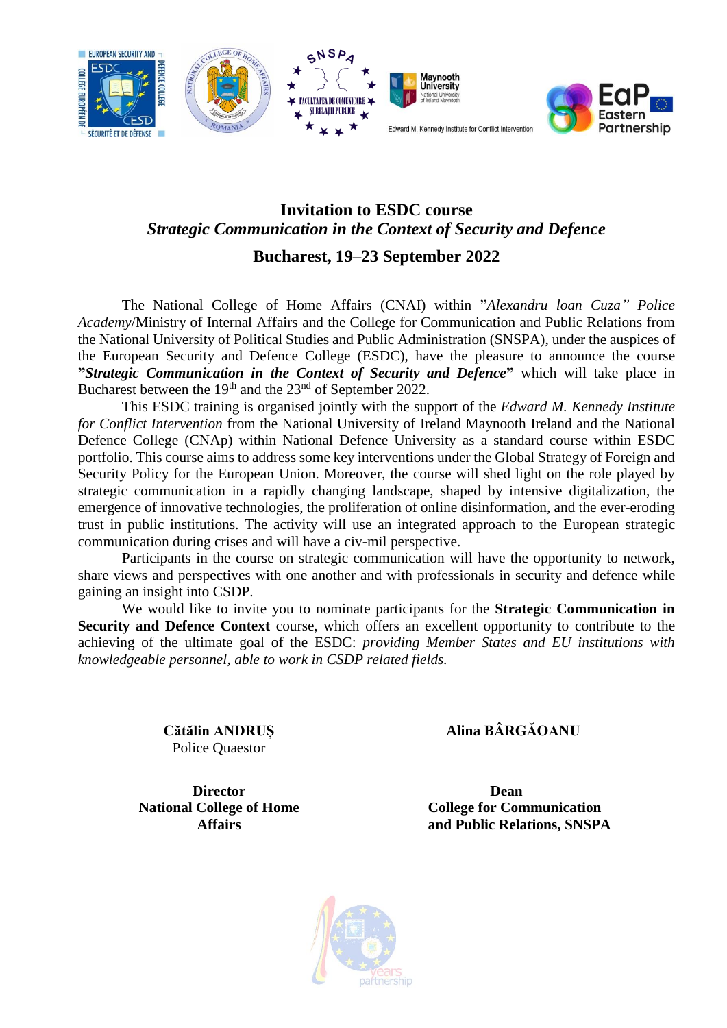# Invitation to ESDC course

## *Strategic Communication in the Context of Security and Defence*

## Bucharest, 19–23 September 2022

The National College of Home Affairs (CNAI) within ”*Alexandru Ioan Cuza” Police Academy*/Ministry of Internal Affairs and the College for Communication and Public Relations from the National University of Political Studies and Public Administration (SNSPA), under the auspices of the European Security and Defence College (ESDC), have the pleasure to announce the course **”*Strategic Communication in the Context of Security and Defence*”** which will take place in Bucharest between the 19th and the 23rd of September 2022.

This ESDC training is organised jointly with the support of the *Edward M. Kennedy Institute for Conflict Intervention* from the National University of Ireland Maynooth Ireland and the National Defence College (CNAp) within National Defence University as a standard course within ESDC portfolio. This course aims to address some key interventions under the Global Strategy of Foreign and Security Policy for the European Union. Moreover, the course will shed light on the role played by strategic communication in a rapidly changing landscape, shaped by intensive digitalization, the emergence of innovative technologies, the proliferation of online disinformation, and the ever-eroding trust in public institutions. The activity will use an integrated approach to the European strategic communication during crises and will have a civ-mil perspective.

Participants in the course on strategic communication will have the opportunity to network, share views and perspectives with one another and with professionals in security and defence while gaining an insight into CSDP.

We would like to invite you to nominate participants for the **Strategic Communication in Security and Defence Context** course, which offers an excellent opportunity to contribute to the achieving of the ultimate goal of the ESDC: *providing Member States and EU institutions with knowledgeable personnel, able to work in CSDP related fields.*

**Cătălin ANDRUȘ**
Police Quaestor

**Director**
**National College of Home Affairs**

**Alina BÂRGĂOANU**

**Dean**
**College for Communication and Public Relations, SNSPA**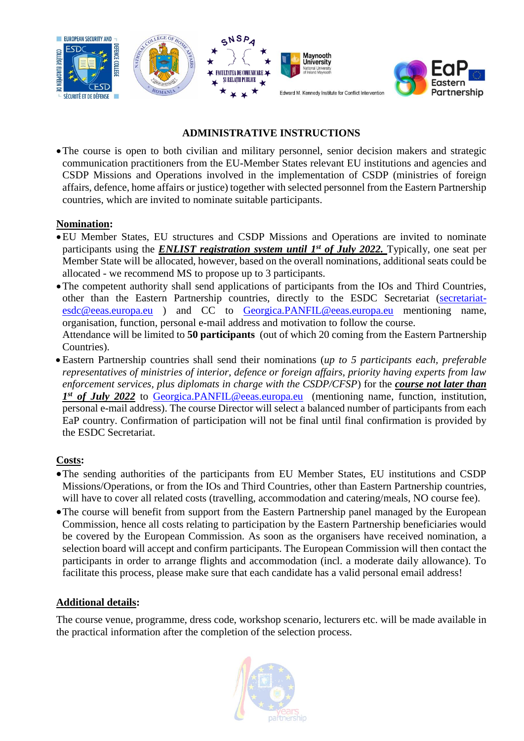## ADMINISTRATIVE INSTRUCTIONS

- The course is open to both civilian and military personnel, senior decision makers and strategic communication practitioners from the EU-Member States relevant EU institutions and agencies and CSDP Missions and Operations involved in the implementation of CSDP (ministries of foreign affairs, defence, home affairs or justice) together with selected personnel from the Eastern Partnership countries, which are invited to nominate suitable participants.

**Nomination:**

- EU Member States, EU structures and CSDP Missions and Operations are invited to nominate participants using the ***ENLIST registration system until 1st of July 2022.*** Typically, one seat per Member State will be allocated, however, based on the overall nominations, additional seats could be allocated - we recommend MS to propose up to 3 participants.
- The competent authority shall send applications of participants from the IOs and Third Countries, other than the Eastern Partnership countries, directly to the ESDC Secretariat (secretariat-esdc@eeas.europa.eu ) and CC to Georgica.PANFIL@eeas.europa.eu mentioning name, organisation, function, personal e-mail address and motivation to follow the course.

  Attendance will be limited to **50 participants** (out of which 20 coming from the Eastern Partnership Countries).
- Eastern Partnership countries shall send their nominations (*up to 5 participants each, preferable representatives of ministries of interior, defence or foreign affairs, priority having experts from law enforcement services, plus diplomats in charge with the CSDP/CFSP*) for the ***course not later than 1st of July 2022*** to Georgica.PANFIL@eeas.europa.eu (mentioning name, function, institution, personal e-mail address). The course Director will select a balanced number of participants from each EaP country. Confirmation of participation will not be final until final confirmation is provided by the ESDC Secretariat.

**Costs:**

- The sending authorities of the participants from EU Member States, EU institutions and CSDP Missions/Operations, or from the IOs and Third Countries, other than Eastern Partnership countries, will have to cover all related costs (travelling, accommodation and catering/meals, NO course fee).
- The course will benefit from support from the Eastern Partnership panel managed by the European Commission, hence all costs relating to participation by the Eastern Partnership beneficiaries would be covered by the European Commission. As soon as the organisers have received nomination, a selection board will accept and confirm participants. The European Commission will then contact the participants in order to arrange flights and accommodation (incl. a moderate daily allowance). To facilitate this process, please make sure that each candidate has a valid personal email address!

**Additional details:**

The course venue, programme, dress code, workshop scenario, lecturers etc. will be made available in the practical information after the completion of the selection process.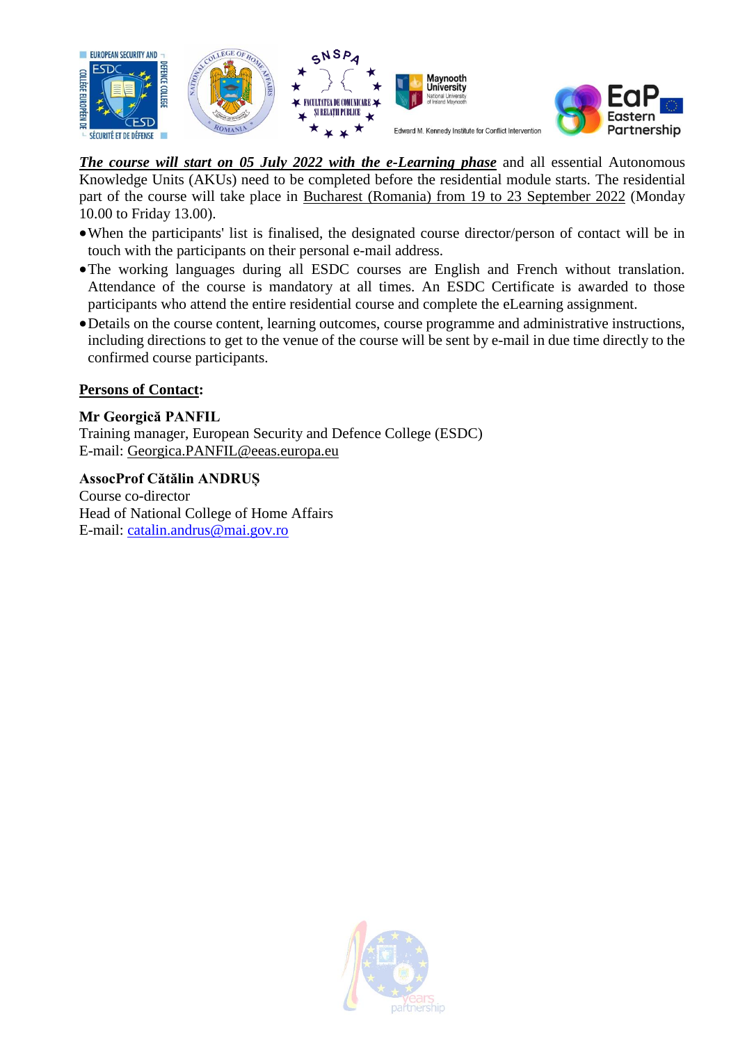***<u>The course will start on 05 July 2022 with the e-Learning phase</u>*** and all essential Autonomous Knowledge Units (AKUs) need to be completed before the residential module starts. The residential part of the course will take place in <u>Bucharest (Romania) from 19 to 23 September 2022</u> (Monday 10.00 to Friday 13.00).

- When the participants' list is finalised, the designated course director/person of contact will be in touch with the participants on their personal e-mail address.
- The working languages during all ESDC courses are English and French without translation. Attendance of the course is mandatory at all times. An ESDC Certificate is awarded to those participants who attend the entire residential course and complete the eLearning assignment.
- Details on the course content, learning outcomes, course programme and administrative instructions, including directions to get to the venue of the course will be sent by e-mail in due time directly to the confirmed course participants.

**<u>Persons of Contact</u>:**

**Mr Georgică PANFIL**
Training manager, European Security and Defence College (ESDC)
E-mail: Georgica.PANFIL@eeas.europa.eu

**AssocProf Cătălin ANDRUȘ**
Course co-director
Head of National College of Home Affairs
E-mail: catalin.andrus@mai.gov.ro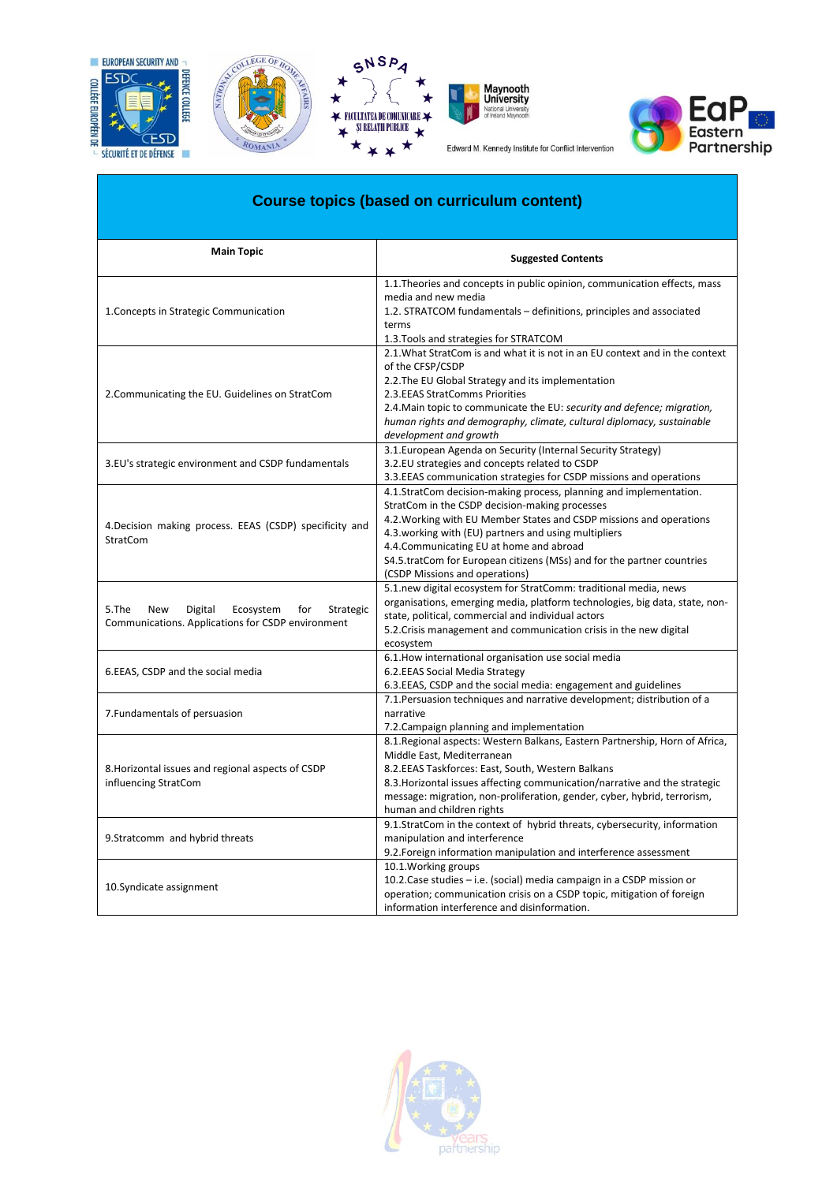## Course topics (based on curriculum content)

| Main Topic | Suggested Contents |
|---|---|
| 1.Concepts in Strategic Communication | 1.1.Theories and concepts in public opinion, communication effects, mass media and new media<br>1.2. STRATCOM fundamentals – definitions, principles and associated terms<br>1.3.Tools and strategies for STRATCOM |
| 2.Communicating the EU. Guidelines on StratCom | 2.1.What StratCom is and what it is not in an EU context and in the context of the CFSP/CSDP<br>2.2.The EU Global Strategy and its implementation<br>2.3.EEAS StratComms Priorities<br>2.4.Main topic to communicate the EU: *security and defence; migration, human rights and demography, climate, cultural diplomacy, sustainable development and growth* |
| 3.EU's strategic environment and CSDP fundamentals | 3.1.European Agenda on Security (Internal Security Strategy)<br>3.2.EU strategies and concepts related to CSDP<br>3.3.EEAS communication strategies for CSDP missions and operations |
| 4.Decision making process. EEAS (CSDP) specificity and StratCom | 4.1.StratCom decision-making process, planning and implementation. StratCom in the CSDP decision-making processes<br>4.2.Working with EU Member States and CSDP missions and operations<br>4.3.working with (EU) partners and using multipliers<br>4.4.Communicating EU at home and abroad<br>S4.5.tratCom for European citizens (MSs) and for the partner countries (CSDP Missions and operations) |
| 5.The New Digital Ecosystem for Strategic Communications. Applications for CSDP environment | 5.1.new digital ecosystem for StratComm: traditional media, news organisations, emerging media, platform technologies, big data, state, non-state, political, commercial and individual actors<br>5.2.Crisis management and communication crisis in the new digital ecosystem |
| 6.EEAS, CSDP and the social media | 6.1.How international organisation use social media<br>6.2.EEAS Social Media Strategy<br>6.3.EEAS, CSDP and the social media: engagement and guidelines |
| 7.Fundamentals of persuasion | 7.1.Persuasion techniques and narrative development; distribution of a narrative<br>7.2.Campaign planning and implementation |
| 8.Horizontal issues and regional aspects of CSDP influencing StratCom | 8.1.Regional aspects: Western Balkans, Eastern Partnership, Horn of Africa, Middle East, Mediterranean<br>8.2.EEAS Taskforces: East, South, Western Balkans<br>8.3.Horizontal issues affecting communication/narrative and the strategic message: migration, non-proliferation, gender, cyber, hybrid, terrorism, human and children rights |
| 9.Stratcomm and hybrid threats | 9.1.StratCom in the context of hybrid threats, cybersecurity, information manipulation and interference<br>9.2.Foreign information manipulation and interference assessment |
| 10.Syndicate assignment | 10.1.Working groups<br>10.2.Case studies – i.e. (social) media campaign in a CSDP mission or operation; communication crisis on a CSDP topic, mitigation of foreign information interference and disinformation. |